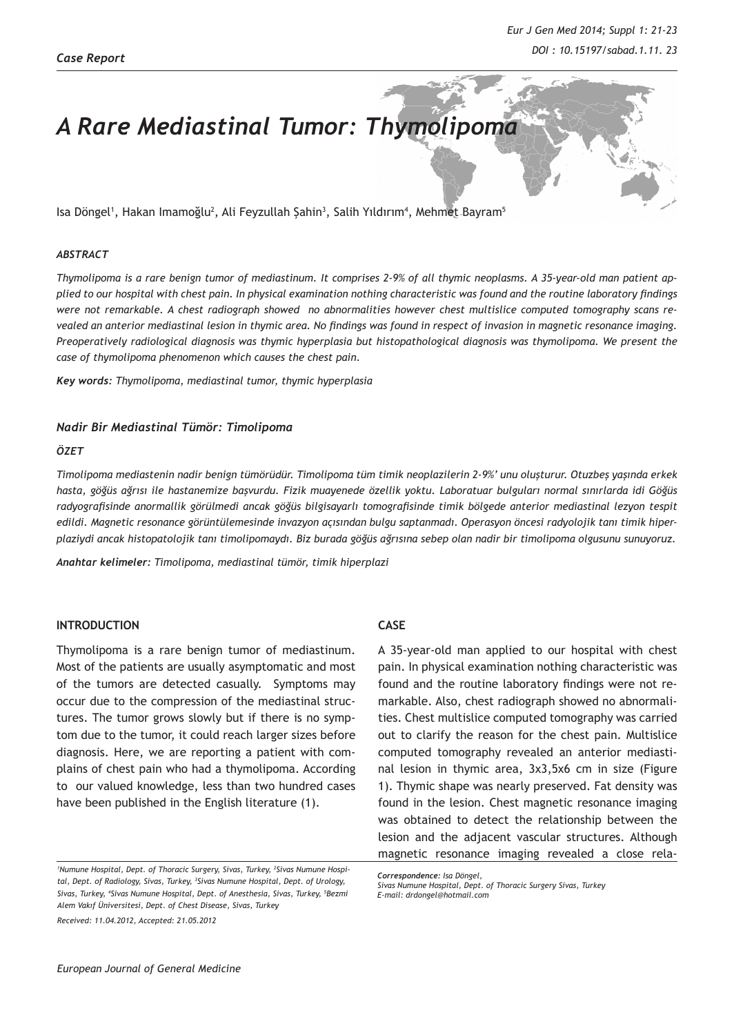*Case Report*

# A Rare Mediastinal Tumor: Thymolipoma

Isa Döngel[1], Hakan Imamoğlu[2], Ali Feyzullah Şahin[3], Salih Yıldırım[4], Mehmet Bayram[5]

### *ABSTRACT*

*Thymolipoma is a rare benign tumor of mediastinum. It comprises 2-9% of all thymic neoplasms. A 35-year-old man patient applied to our hospital with chest pain. In physical examination nothing characteristic was found and the routine laboratory findings were not remarkable. A chest radiograph showed no abnormalities however chest multislice computed tomography scans revealed an anterior mediastinal lesion in thymic area. No findings was found in respect of invasion in magnetic resonance imaging. Preoperatively radiological diagnosis was thymic hyperplasia but histopathological diagnosis was thymolipoma. We present the case of thymolipoma phenomenon which causes the chest pain.*

***Key words:*** *Thymolipoma, mediastinal tumor, thymic hyperplasia*

### *Nadir Bir Mediastinal Tümör: Timolipoma*

### *ÖZET*

*Timolipoma mediastenin nadir benign tümörüdür. Timolipoma tüm timik neoplazilerin 2-9%' unu oluşturur. Otuzbeş yaşında erkek hasta, göğüs ağrısı ile hastanemize başvurdu. Fizik muayenede özellik yoktu. Laboratuar bulguları normal sınırlarda idi Göğüs radyografisinde anormallik görülmedi ancak göğüs bilgisayarlı tomografisinde timik bölgede anterior mediastinal lezyon tespit edildi. Magnetic resonance görüntülemesinde invazyon açısından bulgu saptanmadı. Operasyon öncesi radyolojik tanı timik hiperplaziydi ancak histopatolojik tanı timolipomaydı. Biz burada göğüs ağrısına sebep olan nadir bir timolipoma olgusunu sunuyoruz.*

***Anahtar kelimeler:*** *Timolipoma, mediastinal tümör, timik hiperplazi*

## INTRODUCTION

Thymolipoma is a rare benign tumor of mediastinum. Most of the patients are usually asymptomatic and most of the tumors are detected casually. Symptoms may occur due to the compression of the mediastinal structures. The tumor grows slowly but if there is no symptom due to the tumor, it could reach larger sizes before diagnosis. Here, we are reporting a patient with complains of chest pain who had a thymolipoma. According to our valued knowledge, less than two hundred cases have been published in the English literature (1).

*[1]Numune Hospital, Dept. of Thoracic Surgery, Sivas, Turkey, [2]Sivas Numune Hospital, Dept. of Radiology, Sivas, Turkey, [3]Sivas Numune Hospital, Dept. of Urology, Sivas, Turkey, [4]Sivas Numune Hospital, Dept. of Anesthesia, Sivas, Turkey, [5]Bezmi Alem Vakıf Üniversitesi, Dept. of Chest Disease, Sivas, Turkey*

*Received: 11.04.2012, Accepted: 21.05.2012*

## CASE

A 35-year-old man applied to our hospital with chest pain. In physical examination nothing characteristic was found and the routine laboratory findings were not remarkable. Also, chest radiograph showed no abnormalities. Chest multislice computed tomography was carried out to clarify the reason for the chest pain. Multislice computed tomography revealed an anterior mediastinal lesion in thymic area, 3x3,5x6 cm in size (Figure 1). Thymic shape was nearly preserved. Fat density was found in the lesion. Chest magnetic resonance imaging was obtained to detect the relationship between the lesion and the adjacent vascular structures. Although magnetic resonance imaging revealed a close rela-

***Correspondence:*** *Isa Döngel,*
*Sivas Numune Hospital, Dept. of Thoracic Surgery Sivas, Turkey*
*E-mail: drdongel@hotmail.com*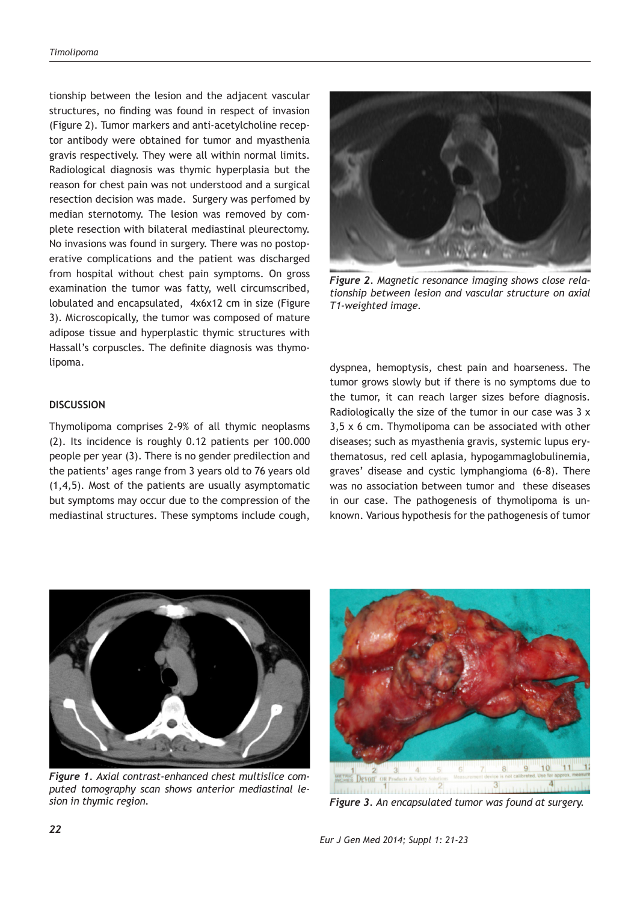tionship between the lesion and the adjacent vascular structures, no finding was found in respect of invasion (Figure 2). Tumor markers and anti-acetylcholine receptor antibody were obtained for tumor and myasthenia gravis respectively. They were all within normal limits. Radiological diagnosis was thymic hyperplasia but the reason for chest pain was not understood and a surgical resection decision was made. Surgery was perfomed by median sternotomy. The lesion was removed by complete resection with bilateral mediastinal pleurectomy. No invasions was found in surgery. There was no postoperative complications and the patient was discharged from hospital without chest pain symptoms. On gross examination the tumor was fatty, well circumscribed, lobulated and encapsulated, 4x6x12 cm in size (Figure 3). Microscopically, the tumor was composed of mature adipose tissue and hyperplastic thymic structures with Hassall's corpuscles. The definite diagnosis was thymolipoma.

*Figure 2. Magnetic resonance imaging shows close relationship between lesion and vascular structure on axial T1-weighted image.*

## DISCUSSION

Thymolipoma comprises 2-9% of all thymic neoplasms (2). Its incidence is roughly 0.12 patients per 100.000 people per year (3). There is no gender predilection and the patients' ages range from 3 years old to 76 years old (1,4,5). Most of the patients are usually asymptomatic but symptoms may occur due to the compression of the mediastinal structures. These symptoms include cough, dyspnea, hemoptysis, chest pain and hoarseness. The tumor grows slowly but if there is no symptoms due to the tumor, it can reach larger sizes before diagnosis. Radiologically the size of the tumor in our case was 3 x 3,5 x 6 cm. Thymolipoma can be associated with other diseases; such as myasthenia gravis, systemic lupus erythematosus, red cell aplasia, hypogammaglobulinemia, graves' disease and cystic lymphangioma (6-8). There was no association between tumor and these diseases in our case. The pathogenesis of thymolipoma is unknown. Various hypothesis for the pathogenesis of tumor

*Figure 1. Axial contrast-enhanced chest multislice computed tomography scan shows anterior mediastinal lesion in thymic region.*

*Figure 3. An encapsulated tumor was found at surgery.*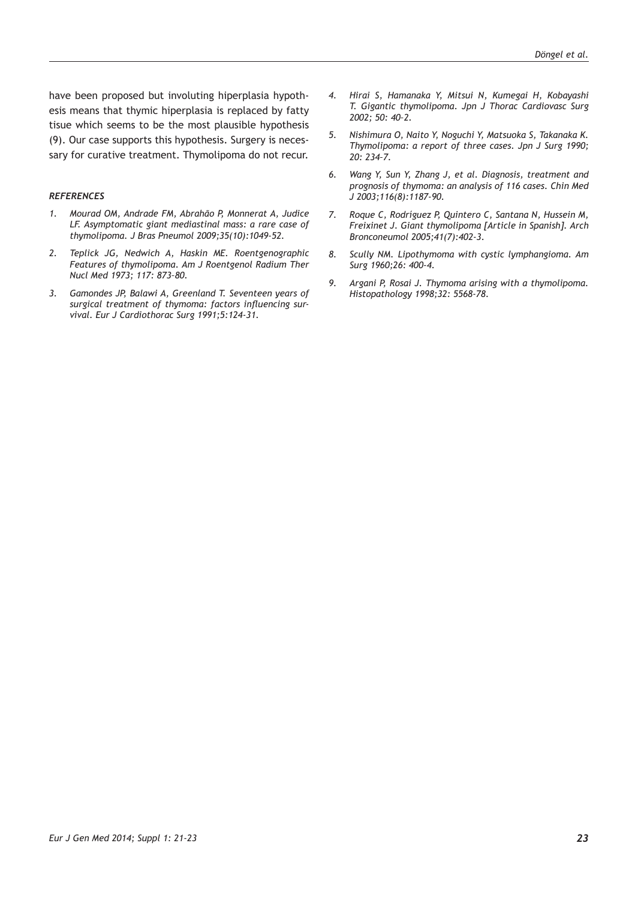have been proposed but involuting hiperplasia hypothesis means that thymic hiperplasia is replaced by fatty tisue which seems to be the most plausible hypothesis (9). Our case supports this hypothesis. Surgery is necessary for curative treatment. Thymolipoma do not recur.

***REFERENCES***

1. *Mourad OM, Andrade FM, Abrahão P, Monnerat A, Judice LF. Asymptomatic giant mediastinal mass: a rare case of thymolipoma. J Bras Pneumol 2009;35(10):1049-52.*
2. *Teplick JG, Nedwich A, Haskin ME. Roentgenographic Features of thymolipoma. Am J Roentgenol Radium Ther Nucl Med 1973; 117: 873–80.*
3. *Gamondes JP, Balawi A, Greenland T. Seventeen years of surgical treatment of thymoma: factors influencing survival. Eur J Cardiothorac Surg 1991;5:124-31.*
4. *Hirai S, Hamanaka Y, Mitsui N, Kumegai H, Kobayashi T. Gigantic thymolipoma. Jpn J Thorac Cardiovasc Surg 2002; 50: 40–2.*
5. *Nishimura O, Naito Y, Noguchi Y, Matsuoka S, Takanaka K. Thymolipoma: a report of three cases. Jpn J Surg 1990; 20: 234–7.*
6. *Wang Y, Sun Y, Zhang J, et al. Diagnosis, treatment and prognosis of thymoma: an analysis of 116 cases. Chin Med J 2003;116(8):1187-90.*
7. *Roque C, Rodriguez P, Quintero C, Santana N, Hussein M, Freixinet J. Giant thymolipoma [Article in Spanish]. Arch Bronconeumol 2005;41(7):402-3.*
8. *Scully NM. Lipothymoma with cystic lymphangioma. Am Surg 1960;26: 400-4.*
9. *Argani P, Rosai J. Thymoma arising with a thymolipoma. Histopathology 1998;32: 5568-78.*